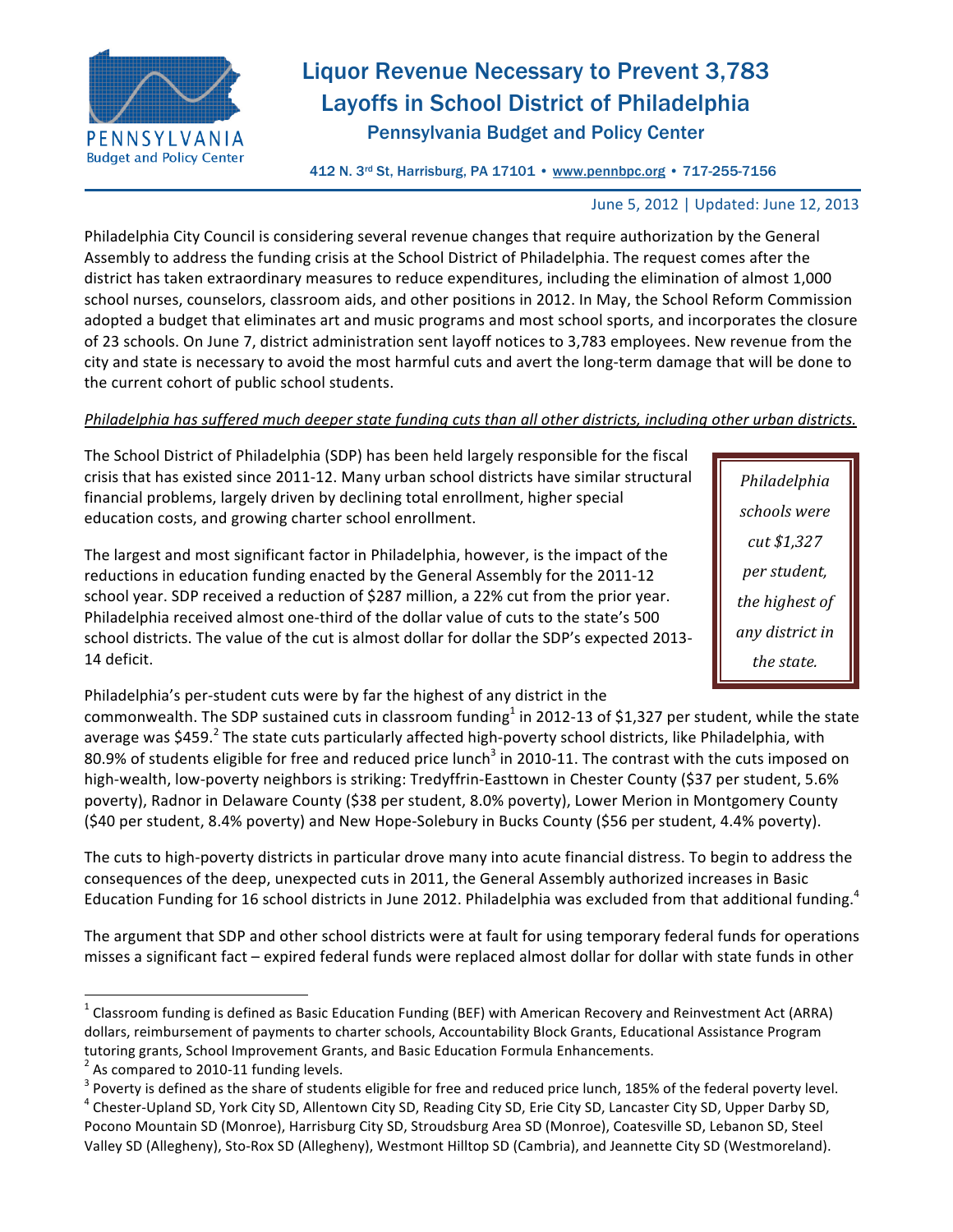# Liquor Revenue Necessary to Prevent 3,783 Layoffs in School District of Philadelphia

## Pennsylvania Budget and Policy Center

412 N. 3rd St, Harrisburg, PA 17101 • www.pennbpc.org • 717-255-7156

June 5, 2012 | Updated: June 12, 2013

Philadelphia City Council is considering several revenue changes that require authorization by the General Assembly to address the funding crisis at the School District of Philadelphia. The request comes after the district has taken extraordinary measures to reduce expenditures, including the elimination of almost 1,000 school nurses, counselors, classroom aids, and other positions in 2012. In May, the School Reform Commission adopted a budget that eliminates art and music programs and most school sports, and incorporates the closure of 23 schools. On June 7, district administration sent layoff notices to 3,783 employees. New revenue from the city and state is necessary to avoid the most harmful cuts and avert the long-term damage that will be done to the current cohort of public school students.

*Philadelphia has suffered much deeper state funding cuts than all other districts, including other urban districts.*

The School District of Philadelphia (SDP) has been held largely responsible for the fiscal crisis that has existed since 2011-12. Many urban school districts have similar structural financial problems, largely driven by declining total enrollment, higher special education costs, and growing charter school enrollment.

> *Philadelphia schools were cut $1,327 per student, the highest of any district in the state.*

The largest and most significant factor in Philadelphia, however, is the impact of the reductions in education funding enacted by the General Assembly for the 2011-12 school year. SDP received a reduction of $287 million, a 22% cut from the prior year. Philadelphia received almost one-third of the dollar value of cuts to the state's 500 school districts. The value of the cut is almost dollar for dollar the SDP's expected 2013-14 deficit.

Philadelphia's per-student cuts were by far the highest of any district in the commonwealth. The SDP sustained cuts in classroom funding[1] in 2012-13 of $1,327 per student, while the state average was $459.[2] The state cuts particularly affected high-poverty school districts, like Philadelphia, with 80.9% of students eligible for free and reduced price lunch[3] in 2010-11. The contrast with the cuts imposed on high-wealth, low-poverty neighbors is striking: Tredyffrin-Easttown in Chester County ($37 per student, 5.6% poverty), Radnor in Delaware County ($38 per student, 8.0% poverty), Lower Merion in Montgomery County ($40 per student, 8.4% poverty) and New Hope-Solebury in Bucks County ($56 per student, 4.4% poverty).

The cuts to high-poverty districts in particular drove many into acute financial distress. To begin to address the consequences of the deep, unexpected cuts in 2011, the General Assembly authorized increases in Basic Education Funding for 16 school districts in June 2012. Philadelphia was excluded from that additional funding.[4]

The argument that SDP and other school districts were at fault for using temporary federal funds for operations misses a significant fact – expired federal funds were replaced almost dollar for dollar with state funds in other

---

[1] Classroom funding is defined as Basic Education Funding (BEF) with American Recovery and Reinvestment Act (ARRA) dollars, reimbursement of payments to charter schools, Accountability Block Grants, Educational Assistance Program tutoring grants, School Improvement Grants, and Basic Education Formula Enhancements.

[2] As compared to 2010-11 funding levels.

[3] Poverty is defined as the share of students eligible for free and reduced price lunch, 185% of the federal poverty level.

[4] Chester-Upland SD, York City SD, Allentown City SD, Reading City SD, Erie City SD, Lancaster City SD, Upper Darby SD, Pocono Mountain SD (Monroe), Harrisburg City SD, Stroudsburg Area SD (Monroe), Coatesville SD, Lebanon SD, Steel Valley SD (Allegheny), Sto-Rox SD (Allegheny), Westmont Hilltop SD (Cambria), and Jeannette City SD (Westmoreland).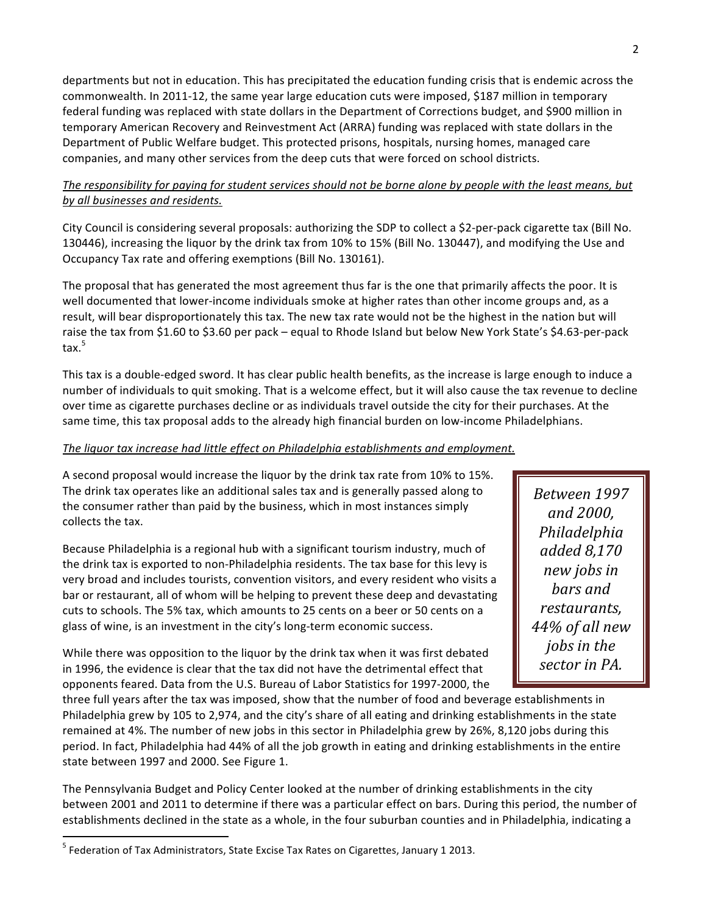departments but not in education. This has precipitated the education funding crisis that is endemic across the commonwealth. In 2011-12, the same year large education cuts were imposed, $187 million in temporary federal funding was replaced with state dollars in the Department of Corrections budget, and $900 million in temporary American Recovery and Reinvestment Act (ARRA) funding was replaced with state dollars in the Department of Public Welfare budget. This protected prisons, hospitals, nursing homes, managed care companies, and many other services from the deep cuts that were forced on school districts.

*The responsibility for paying for student services should not be borne alone by people with the least means, but by all businesses and residents.*

City Council is considering several proposals: authorizing the SDP to collect a $2-per-pack cigarette tax (Bill No. 130446), increasing the liquor by the drink tax from 10% to 15% (Bill No. 130447), and modifying the Use and Occupancy Tax rate and offering exemptions (Bill No. 130161).

The proposal that has generated the most agreement thus far is the one that primarily affects the poor. It is well documented that lower-income individuals smoke at higher rates than other income groups and, as a result, will bear disproportionately this tax. The new tax rate would not be the highest in the nation but will raise the tax from $1.60 to $3.60 per pack – equal to Rhode Island but below New York State's $4.63-per-pack tax.[5]

This tax is a double-edged sword. It has clear public health benefits, as the increase is large enough to induce a number of individuals to quit smoking. That is a welcome effect, but it will also cause the tax revenue to decline over time as cigarette purchases decline or as individuals travel outside the city for their purchases. At the same time, this tax proposal adds to the already high financial burden on low-income Philadelphians.

*The liquor tax increase had little effect on Philadelphia establishments and employment.*

A second proposal would increase the liquor by the drink tax rate from 10% to 15%. The drink tax operates like an additional sales tax and is generally passed along to the consumer rather than paid by the business, which in most instances simply collects the tax.

Because Philadelphia is a regional hub with a significant tourism industry, much of the drink tax is exported to non-Philadelphia residents. The tax base for this levy is very broad and includes tourists, convention visitors, and every resident who visits a bar or restaurant, all of whom will be helping to prevent these deep and devastating cuts to schools. The 5% tax, which amounts to 25 cents on a beer or 50 cents on a glass of wine, is an investment in the city's long-term economic success.

> *Between 1997 and 2000, Philadelphia added 8,170 new jobs in bars and restaurants, 44% of all new jobs in the sector in PA.*

While there was opposition to the liquor by the drink tax when it was first debated in 1996, the evidence is clear that the tax did not have the detrimental effect that opponents feared. Data from the U.S. Bureau of Labor Statistics for 1997-2000, the three full years after the tax was imposed, show that the number of food and beverage establishments in Philadelphia grew by 105 to 2,974, and the city's share of all eating and drinking establishments in the state remained at 4%. The number of new jobs in this sector in Philadelphia grew by 26%, 8,120 jobs during this period. In fact, Philadelphia had 44% of all the job growth in eating and drinking establishments in the entire state between 1997 and 2000. See Figure 1.

The Pennsylvania Budget and Policy Center looked at the number of drinking establishments in the city between 2001 and 2011 to determine if there was a particular effect on bars. During this period, the number of establishments declined in the state as a whole, in the four suburban counties and in Philadelphia, indicating a

---

[5] Federation of Tax Administrators, State Excise Tax Rates on Cigarettes, January 1 2013.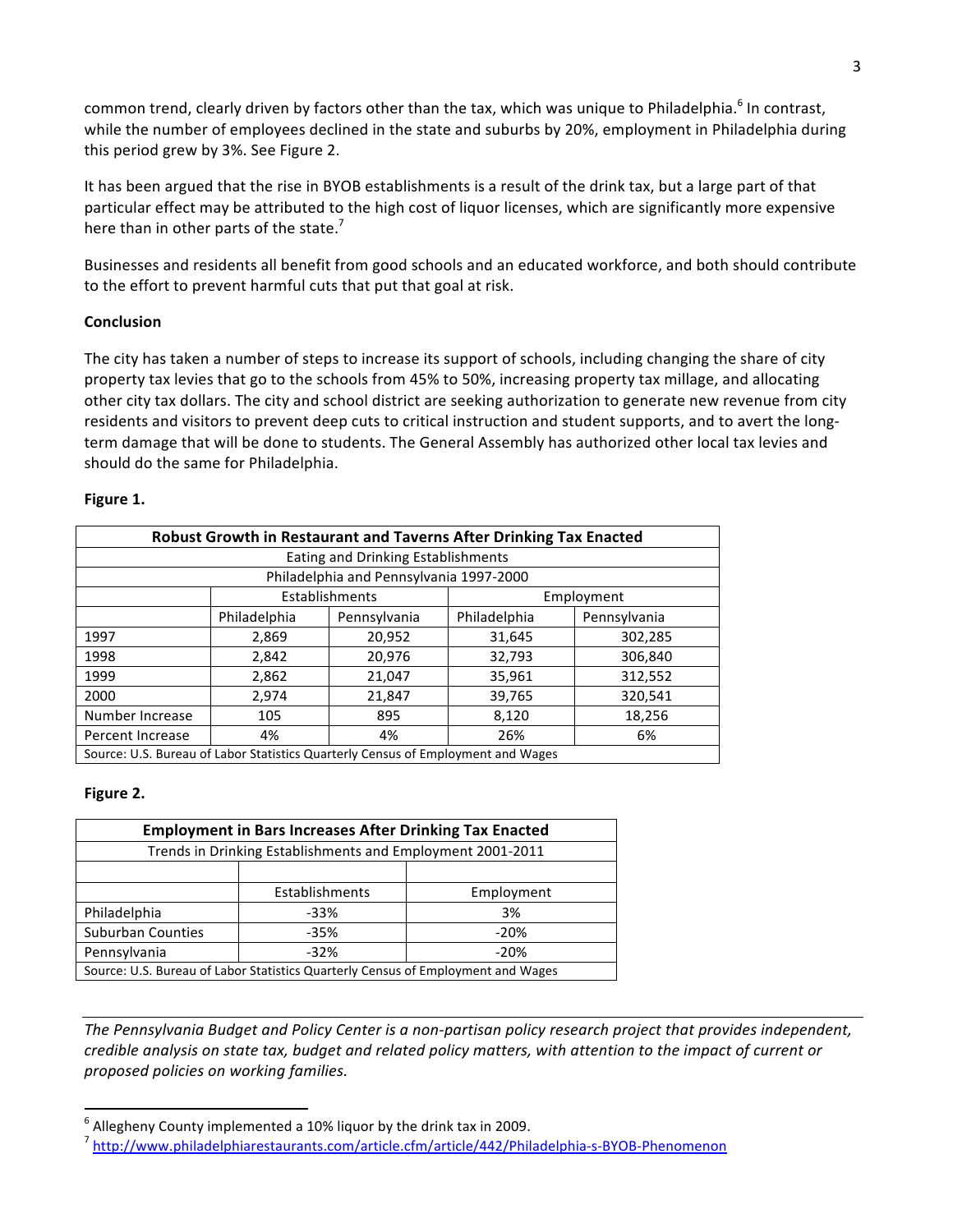common trend, clearly driven by factors other than the tax, which was unique to Philadelphia.[6] In contrast, while the number of employees declined in the state and suburbs by 20%, employment in Philadelphia during this period grew by 3%. See Figure 2.

It has been argued that the rise in BYOB establishments is a result of the drink tax, but a large part of that particular effect may be attributed to the high cost of liquor licenses, which are significantly more expensive here than in other parts of the state.[7]

Businesses and residents all benefit from good schools and an educated workforce, and both should contribute to the effort to prevent harmful cuts that put that goal at risk.

**Conclusion**

The city has taken a number of steps to increase its support of schools, including changing the share of city property tax levies that go to the schools from 45% to 50%, increasing property tax millage, and allocating other city tax dollars. The city and school district are seeking authorization to generate new revenue from city residents and visitors to prevent deep cuts to critical instruction and student supports, and to avert the long-term damage that will be done to students. The General Assembly has authorized other local tax levies and should do the same for Philadelphia.

**Figure 1.**

**Robust Growth in Restaurant and Taverns After Drinking Tax Enacted**

Eating and Drinking Establishments

Philadelphia and Pennsylvania 1997-2000

| | Establishments | | Employment | |
|---|---|---|---|---|
| | Philadelphia | Pennsylvania | Philadelphia | Pennsylvania |
| 1997 | 2,869 | 20,952 | 31,645 | 302,285 |
| 1998 | 2,842 | 20,976 | 32,793 | 306,840 |
| 1999 | 2,862 | 21,047 | 35,961 | 312,552 |
| 2000 | 2,974 | 21,847 | 39,765 | 320,541 |
| Number Increase | 105 | 895 | 8,120 | 18,256 |
| Percent Increase | 4% | 4% | 26% | 6% |

Source: U.S. Bureau of Labor Statistics Quarterly Census of Employment and Wages

**Figure 2.**

**Employment in Bars Increases After Drinking Tax Enacted**

Trends in Drinking Establishments and Employment 2001-2011

| | Establishments | Employment |
|---|---|---|
| Philadelphia | -33% | 3% |
| Suburban Counties | -35% | -20% |
| Pennsylvania | -32% | -20% |

Source: U.S. Bureau of Labor Statistics Quarterly Census of Employment and Wages

*The Pennsylvania Budget and Policy Center is a non-partisan policy research project that provides independent, credible analysis on state tax, budget and related policy matters, with attention to the impact of current or proposed policies on working families.*

---

[6] Allegheny County implemented a 10% liquor by the drink tax in 2009.

[7] http://www.philadelphiarestaurants.com/article.cfm/article/442/Philadelphia-s-BYOB-Phenomenon